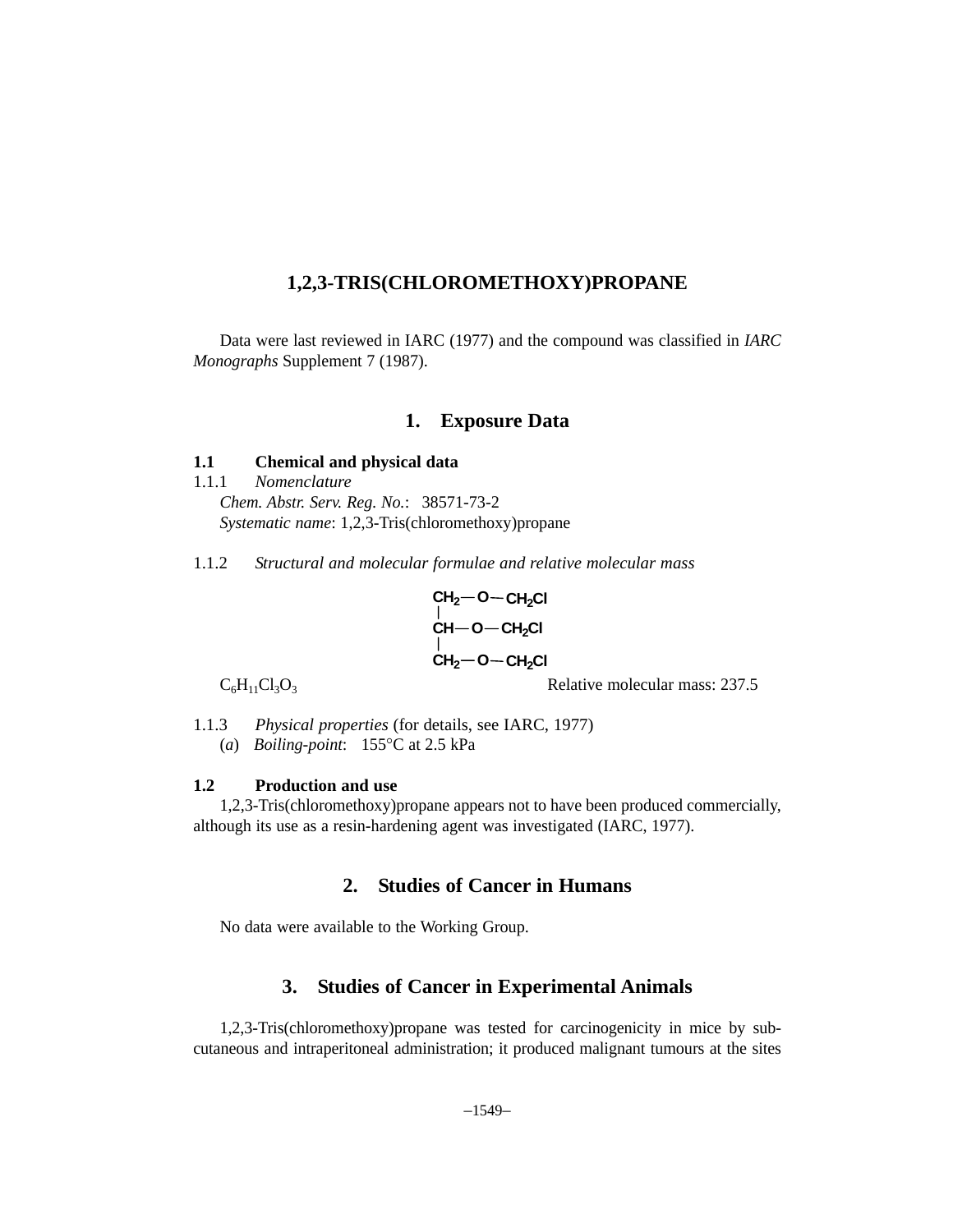# 1,2,3-TRIS(CHLOROMETHOXY)PROPANE

Data were last reviewed in IARC (1977) and the compound was classified in *IARC Monographs* Supplement 7 (1987).

## 1. Exposure Data

### 1.1 Chemical and physical data

1.1.1 *Nomenclature*

*Chem. Abstr. Serv. Reg. No.*: 38571-73-2

*Systematic name*: 1,2,3-Tris(chloromethoxy)propane

1.1.2 *Structural and molecular formulae and relative molecular mass*

```
CH2—O—CH2Cl
|
CH—O—CH2Cl
|
CH2—O—CH2Cl
```

$C_6H_{11}Cl_3O_3$ Relative molecular mass: 237.5

1.1.3 *Physical properties* (for details, see IARC, 1977)

(*a*) *Boiling-point*: 155°C at 2.5 kPa

### 1.2 Production and use

1,2,3-Tris(chloromethoxy)propane appears not to have been produced commercially, although its use as a resin-hardening agent was investigated (IARC, 1977).

## 2. Studies of Cancer in Humans

No data were available to the Working Group.

## 3. Studies of Cancer in Experimental Animals

1,2,3-Tris(chloromethoxy)propane was tested for carcinogenicity in mice by subcutaneous and intraperitoneal administration; it produced malignant tumours at the sites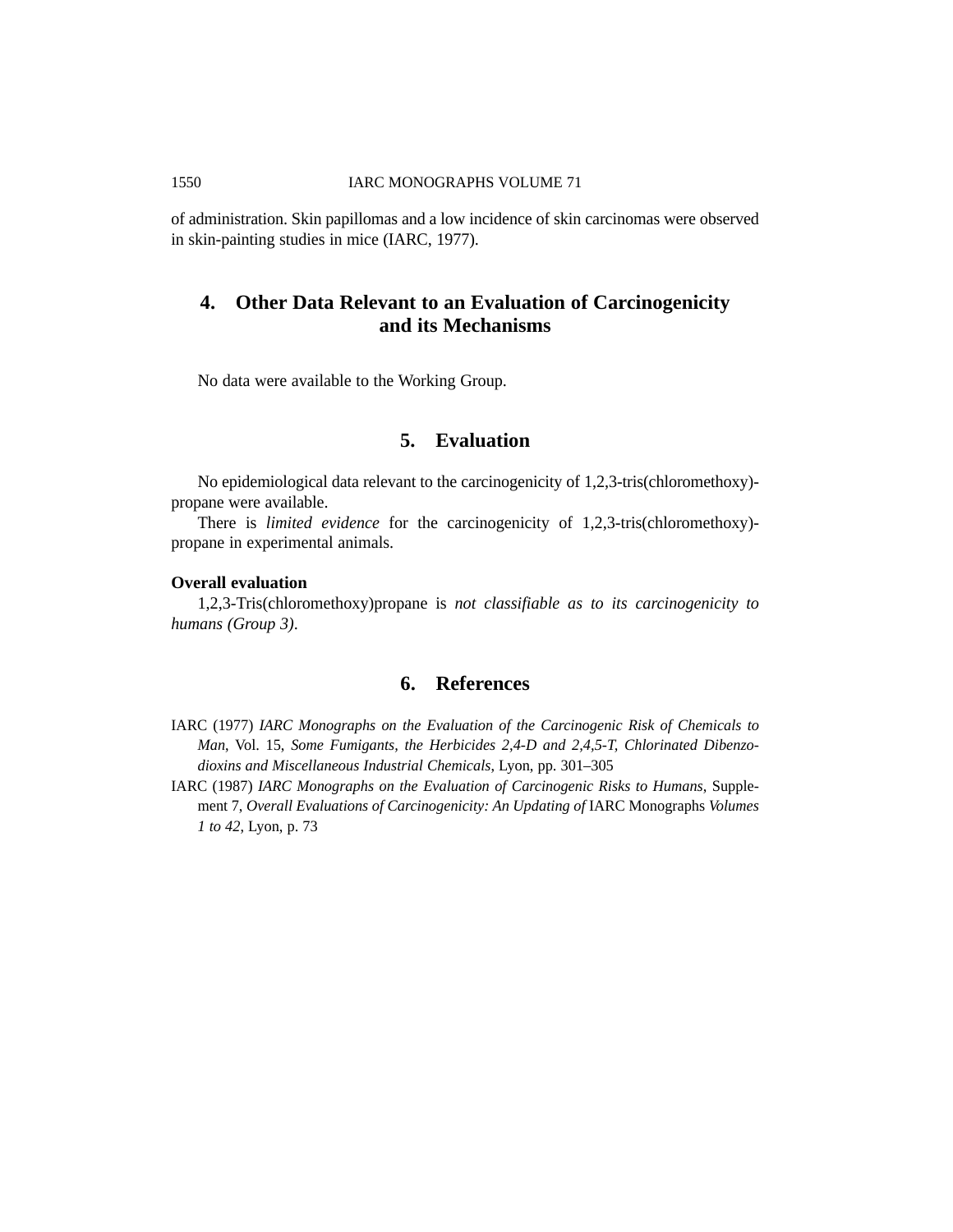of administration. Skin papillomas and a low incidence of skin carcinomas were observed in skin-painting studies in mice (IARC, 1977).

## 4. Other Data Relevant to an Evaluation of Carcinogenicity and its Mechanisms

No data were available to the Working Group.

## 5. Evaluation

No epidemiological data relevant to the carcinogenicity of 1,2,3-tris(chloromethoxy)-propane were available.

There is *limited evidence* for the carcinogenicity of 1,2,3-tris(chloromethoxy)-propane in experimental animals.

### Overall evaluation

1,2,3-Tris(chloromethoxy)propane is *not classifiable as to its carcinogenicity to humans (Group 3)*.

## 6. References

IARC (1977) *IARC Monographs on the Evaluation of the Carcinogenic Risk of Chemicals to Man*, Vol. 15, *Some Fumigants, the Herbicides 2,4-D and 2,4,5-T, Chlorinated Dibenzo-dioxins and Miscellaneous Industrial Chemicals*, Lyon, pp. 301–305

IARC (1987) *IARC Monographs on the Evaluation of Carcinogenic Risks to Humans*, Supplement 7, *Overall Evaluations of Carcinogenicity: An Updating of* IARC Monographs *Volumes 1 to 42*, Lyon, p. 73